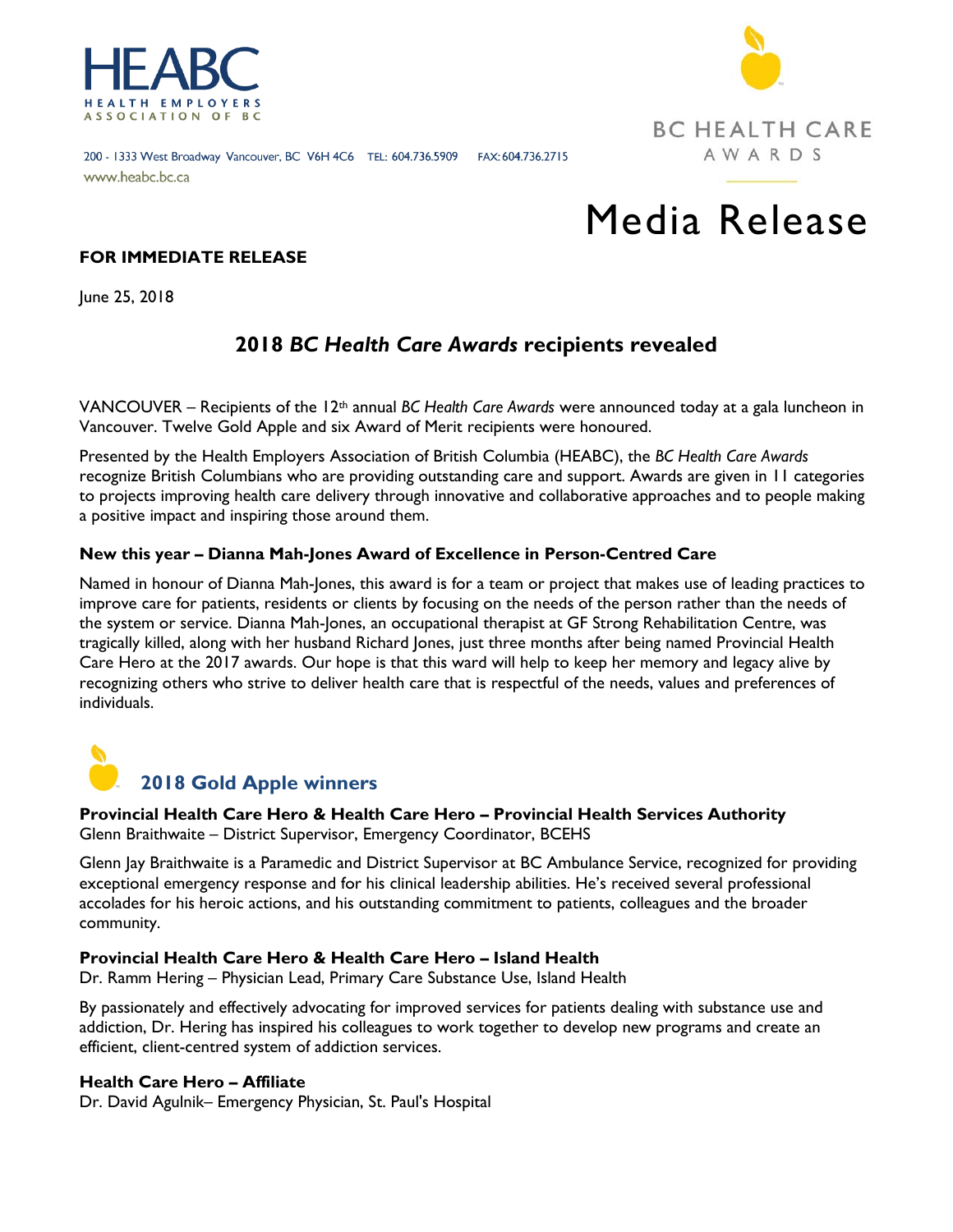HEABC
HEALTH EMPLOYERS ASSOCIATION OF BC

200 - 1333 West Broadway Vancouver, BC V6H 4C6 TEL: 604.736.5909 FAX: 604.736.2715
www.heabc.bc.ca

BC HEALTH CARE AWARDS

# Media Release

**FOR IMMEDIATE RELEASE**

June 25, 2018

## 2018 *BC Health Care Awards* recipients revealed

VANCOUVER – Recipients of the 12th annual *BC Health Care Awards* were announced today at a gala luncheon in Vancouver. Twelve Gold Apple and six Award of Merit recipients were honoured.

Presented by the Health Employers Association of British Columbia (HEABC), the *BC Health Care Awards* recognize British Columbians who are providing outstanding care and support. Awards are given in 11 categories to projects improving health care delivery through innovative and collaborative approaches and to people making a positive impact and inspiring those around them.

### New this year – Dianna Mah-Jones Award of Excellence in Person-Centred Care

Named in honour of Dianna Mah-Jones, this award is for a team or project that makes use of leading practices to improve care for patients, residents or clients by focusing on the needs of the person rather than the needs of the system or service. Dianna Mah-Jones, an occupational therapist at GF Strong Rehabilitation Centre, was tragically killed, along with her husband Richard Jones, just three months after being named Provincial Health Care Hero at the 2017 awards. Our hope is that this ward will help to keep her memory and legacy alive by recognizing others who strive to deliver health care that is respectful of the needs, values and preferences of individuals.

## 2018 Gold Apple winners

**Provincial Health Care Hero & Health Care Hero – Provincial Health Services Authority**
Glenn Braithwaite – District Supervisor, Emergency Coordinator, BCEHS

Glenn Jay Braithwaite is a Paramedic and District Supervisor at BC Ambulance Service, recognized for providing exceptional emergency response and for his clinical leadership abilities. He's received several professional accolades for his heroic actions, and his outstanding commitment to patients, colleagues and the broader community.

**Provincial Health Care Hero & Health Care Hero – Island Health**
Dr. Ramm Hering – Physician Lead, Primary Care Substance Use, Island Health

By passionately and effectively advocating for improved services for patients dealing with substance use and addiction, Dr. Hering has inspired his colleagues to work together to develop new programs and create an efficient, client-centred system of addiction services.

**Health Care Hero – Affiliate**
Dr. David Agulnik– Emergency Physician, St. Paul's Hospital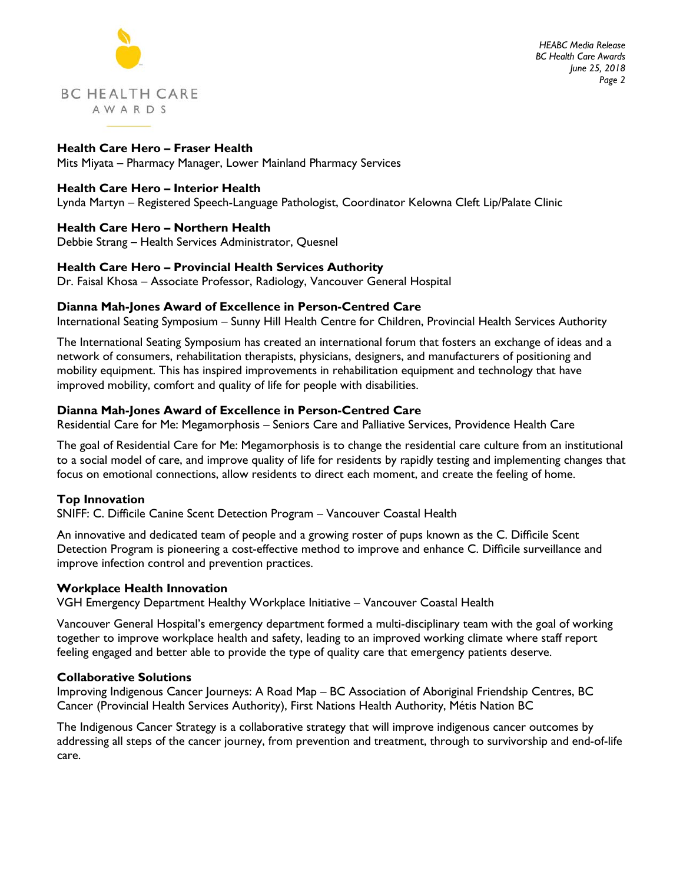**Health Care Hero – Fraser Health**
Mits Miyata – Pharmacy Manager, Lower Mainland Pharmacy Services

**Health Care Hero – Interior Health**
Lynda Martyn – Registered Speech-Language Pathologist, Coordinator Kelowna Cleft Lip/Palate Clinic

**Health Care Hero – Northern Health**
Debbie Strang – Health Services Administrator, Quesnel

**Health Care Hero – Provincial Health Services Authority**
Dr. Faisal Khosa – Associate Professor, Radiology, Vancouver General Hospital

**Dianna Mah-Jones Award of Excellence in Person-Centred Care**
International Seating Symposium – Sunny Hill Health Centre for Children, Provincial Health Services Authority

The International Seating Symposium has created an international forum that fosters an exchange of ideas and a network of consumers, rehabilitation therapists, physicians, designers, and manufacturers of positioning and mobility equipment. This has inspired improvements in rehabilitation equipment and technology that have improved mobility, comfort and quality of life for people with disabilities.

**Dianna Mah-Jones Award of Excellence in Person-Centred Care**
Residential Care for Me: Megamorphosis – Seniors Care and Palliative Services, Providence Health Care

The goal of Residential Care for Me: Megamorphosis is to change the residential care culture from an institutional to a social model of care, and improve quality of life for residents by rapidly testing and implementing changes that focus on emotional connections, allow residents to direct each moment, and create the feeling of home.

**Top Innovation**
SNIFF: C. Difficile Canine Scent Detection Program – Vancouver Coastal Health

An innovative and dedicated team of people and a growing roster of pups known as the C. Difficile Scent Detection Program is pioneering a cost-effective method to improve and enhance C. Difficile surveillance and improve infection control and prevention practices.

**Workplace Health Innovation**
VGH Emergency Department Healthy Workplace Initiative – Vancouver Coastal Health

Vancouver General Hospital's emergency department formed a multi-disciplinary team with the goal of working together to improve workplace health and safety, leading to an improved working climate where staff report feeling engaged and better able to provide the type of quality care that emergency patients deserve.

**Collaborative Solutions**
Improving Indigenous Cancer Journeys: A Road Map – BC Association of Aboriginal Friendship Centres, BC Cancer (Provincial Health Services Authority), First Nations Health Authority, Métis Nation BC

The Indigenous Cancer Strategy is a collaborative strategy that will improve indigenous cancer outcomes by addressing all steps of the cancer journey, from prevention and treatment, through to survivorship and end-of-life care.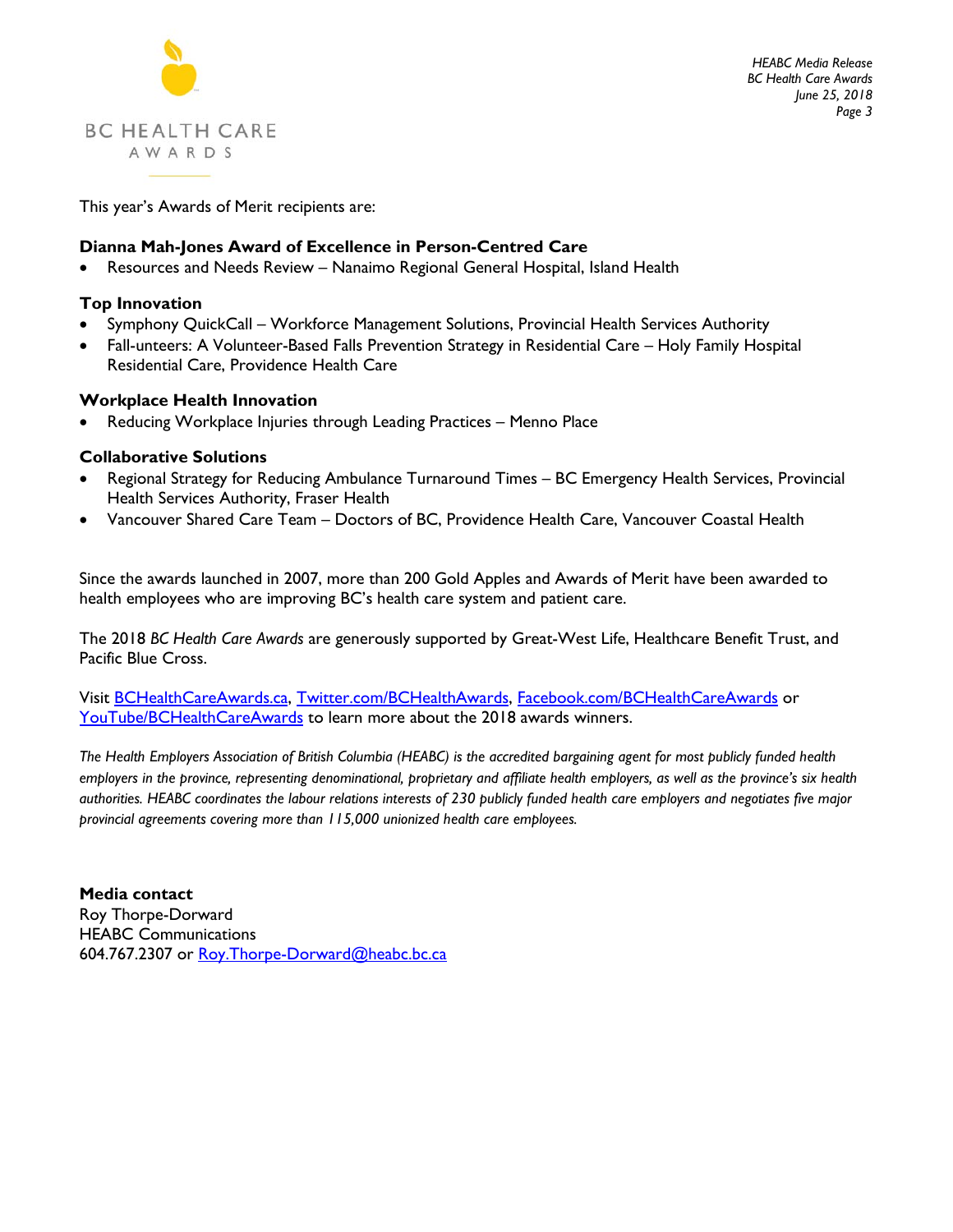This year's Awards of Merit recipients are:

**Dianna Mah-Jones Award of Excellence in Person-Centred Care**

- Resources and Needs Review – Nanaimo Regional General Hospital, Island Health

**Top Innovation**

- Symphony QuickCall – Workforce Management Solutions, Provincial Health Services Authority
- Fall-unteers: A Volunteer-Based Falls Prevention Strategy in Residential Care – Holy Family Hospital Residential Care, Providence Health Care

**Workplace Health Innovation**

- Reducing Workplace Injuries through Leading Practices – Menno Place

**Collaborative Solutions**

- Regional Strategy for Reducing Ambulance Turnaround Times – BC Emergency Health Services, Provincial Health Services Authority, Fraser Health
- Vancouver Shared Care Team – Doctors of BC, Providence Health Care, Vancouver Coastal Health

Since the awards launched in 2007, more than 200 Gold Apples and Awards of Merit have been awarded to health employees who are improving BC's health care system and patient care.

The 2018 *BC Health Care Awards* are generously supported by Great-West Life, Healthcare Benefit Trust, and Pacific Blue Cross.

Visit BCHealthCareAwards.ca, Twitter.com/BCHealthAwards, Facebook.com/BCHealthCareAwards or YouTube/BCHealthCareAwards to learn more about the 2018 awards winners.

*The Health Employers Association of British Columbia (HEABC) is the accredited bargaining agent for most publicly funded health employers in the province, representing denominational, proprietary and affiliate health employers, as well as the province's six health authorities. HEABC coordinates the labour relations interests of 230 publicly funded health care employers and negotiates five major provincial agreements covering more than 115,000 unionized health care employees.*

**Media contact**
Roy Thorpe-Dorward
HEABC Communications
604.767.2307 or Roy.Thorpe-Dorward@heabc.bc.ca